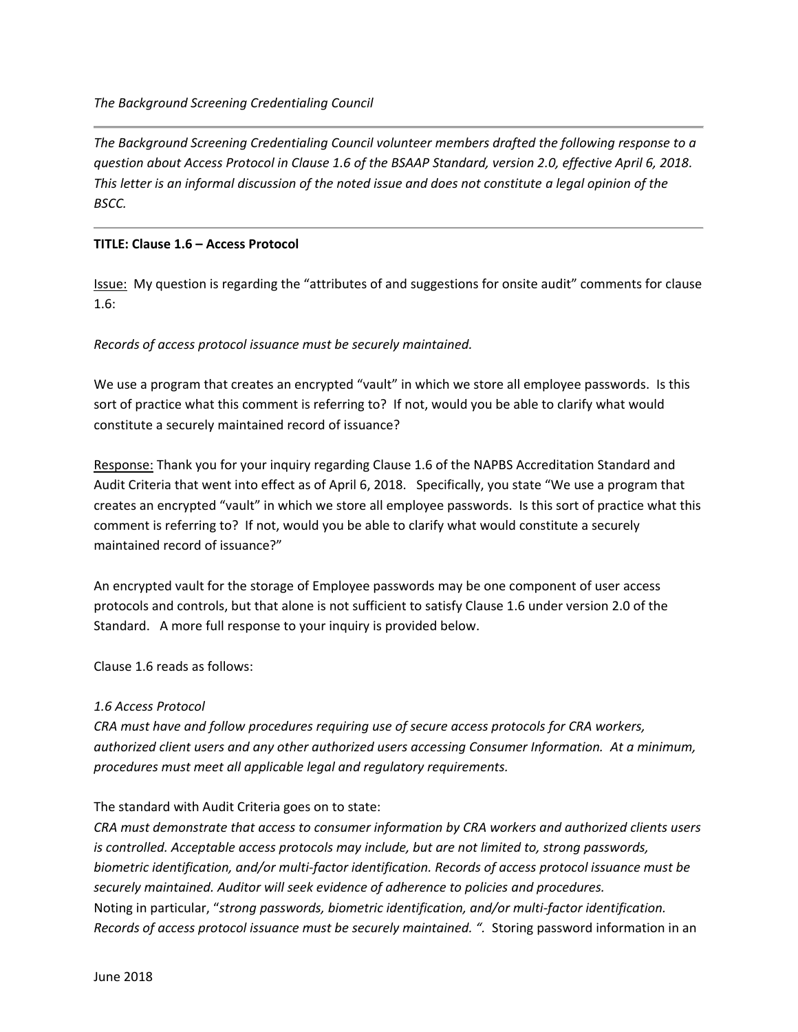*The Background Screening Credentialing Council*

---

*The Background Screening Credentialing Council volunteer members drafted the following response to a question about Access Protocol in Clause 1.6 of the BSAAP Standard, version 2.0, effective April 6, 2018. This letter is an informal discussion of the noted issue and does not constitute a legal opinion of the BSCC.*

---

**TITLE: Clause 1.6 – Access Protocol**

<u>Issue:</u> My question is regarding the "attributes of and suggestions for onsite audit" comments for clause 1.6:

*Records of access protocol issuance must be securely maintained.*

We use a program that creates an encrypted "vault" in which we store all employee passwords. Is this sort of practice what this comment is referring to? If not, would you be able to clarify what would constitute a securely maintained record of issuance?

<u>Response:</u> Thank you for your inquiry regarding Clause 1.6 of the NAPBS Accreditation Standard and Audit Criteria that went into effect as of April 6, 2018. Specifically, you state "We use a program that creates an encrypted "vault" in which we store all employee passwords. Is this sort of practice what this comment is referring to? If not, would you be able to clarify what would constitute a securely maintained record of issuance?"

An encrypted vault for the storage of Employee passwords may be one component of user access protocols and controls, but that alone is not sufficient to satisfy Clause 1.6 under version 2.0 of the Standard. A more full response to your inquiry is provided below.

Clause 1.6 reads as follows:

*1.6 Access Protocol*
*CRA must have and follow procedures requiring use of secure access protocols for CRA workers, authorized client users and any other authorized users accessing Consumer Information. At a minimum, procedures must meet all applicable legal and regulatory requirements.*

The standard with Audit Criteria goes on to state:
*CRA must demonstrate that access to consumer information by CRA workers and authorized clients users is controlled. Acceptable access protocols may include, but are not limited to, strong passwords, biometric identification, and/or multi-factor identification. Records of access protocol issuance must be securely maintained. Auditor will seek evidence of adherence to policies and procedures.*
Noting in particular, "*strong passwords, biometric identification, and/or multi-factor identification. Records of access protocol issuance must be securely maintained. ".* Storing password information in an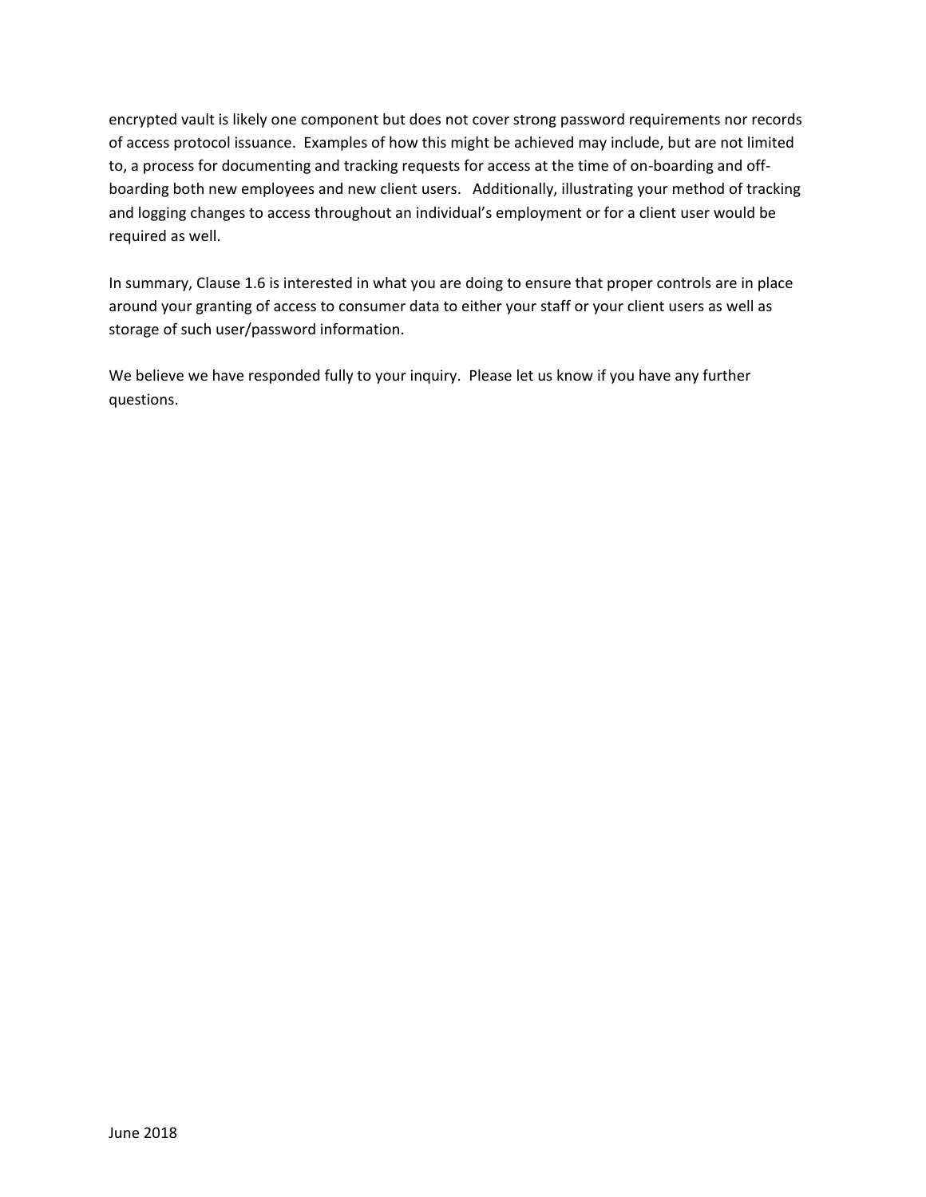encrypted vault is likely one component but does not cover strong password requirements nor records of access protocol issuance. Examples of how this might be achieved may include, but are not limited to, a process for documenting and tracking requests for access at the time of on-boarding and off-boarding both new employees and new client users. Additionally, illustrating your method of tracking and logging changes to access throughout an individual's employment or for a client user would be required as well.

In summary, Clause 1.6 is interested in what you are doing to ensure that proper controls are in place around your granting of access to consumer data to either your staff or your client users as well as storage of such user/password information.

We believe we have responded fully to your inquiry. Please let us know if you have any further questions.

June 2018